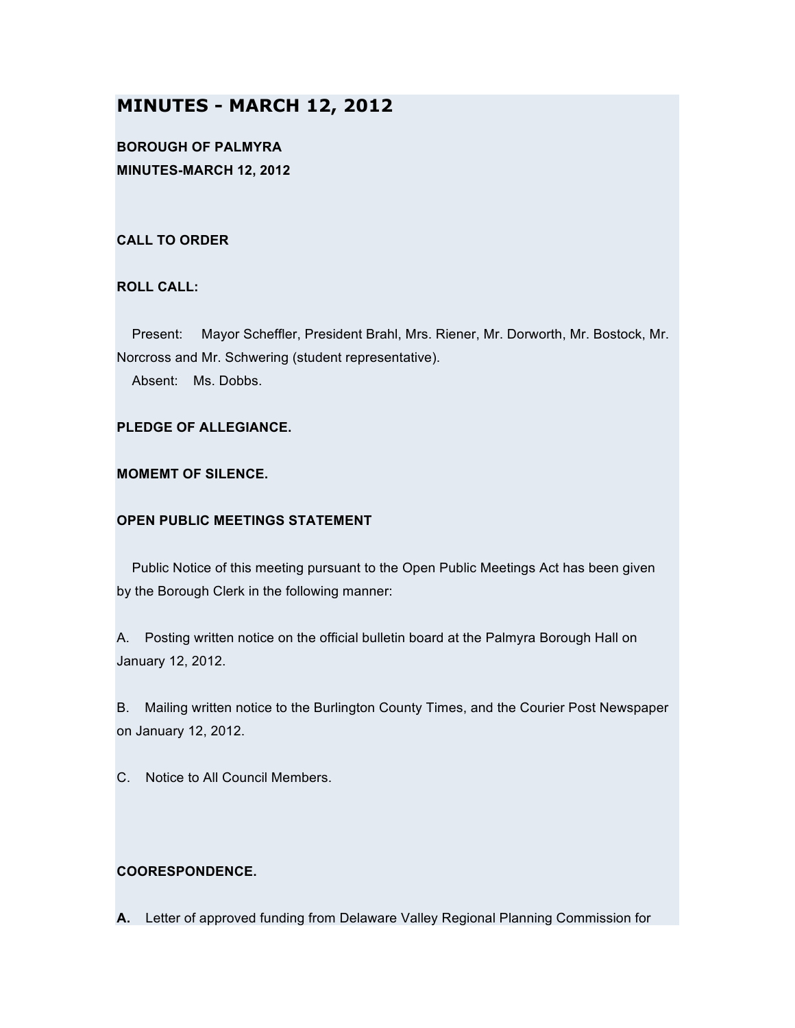# MINUTES - MARCH 12, 2012

**BOROUGH OF PALMYRA**
**MINUTES-MARCH 12, 2012**

**CALL TO ORDER**

**ROLL CALL:**

Present: Mayor Scheffler, President Brahl, Mrs. Riener, Mr. Dorworth, Mr. Bostock, Mr. Norcross and Mr. Schwering (student representative).
Absent: Ms. Dobbs.

**PLEDGE OF ALLEGIANCE.**

**MOMEMT OF SILENCE.**

**OPEN PUBLIC MEETINGS STATEMENT**

Public Notice of this meeting pursuant to the Open Public Meetings Act has been given by the Borough Clerk in the following manner:

A. Posting written notice on the official bulletin board at the Palmyra Borough Hall on January 12, 2012.

B. Mailing written notice to the Burlington County Times, and the Courier Post Newspaper on January 12, 2012.

C. Notice to All Council Members.

**COORESPONDENCE.**

**A.** Letter of approved funding from Delaware Valley Regional Planning Commission for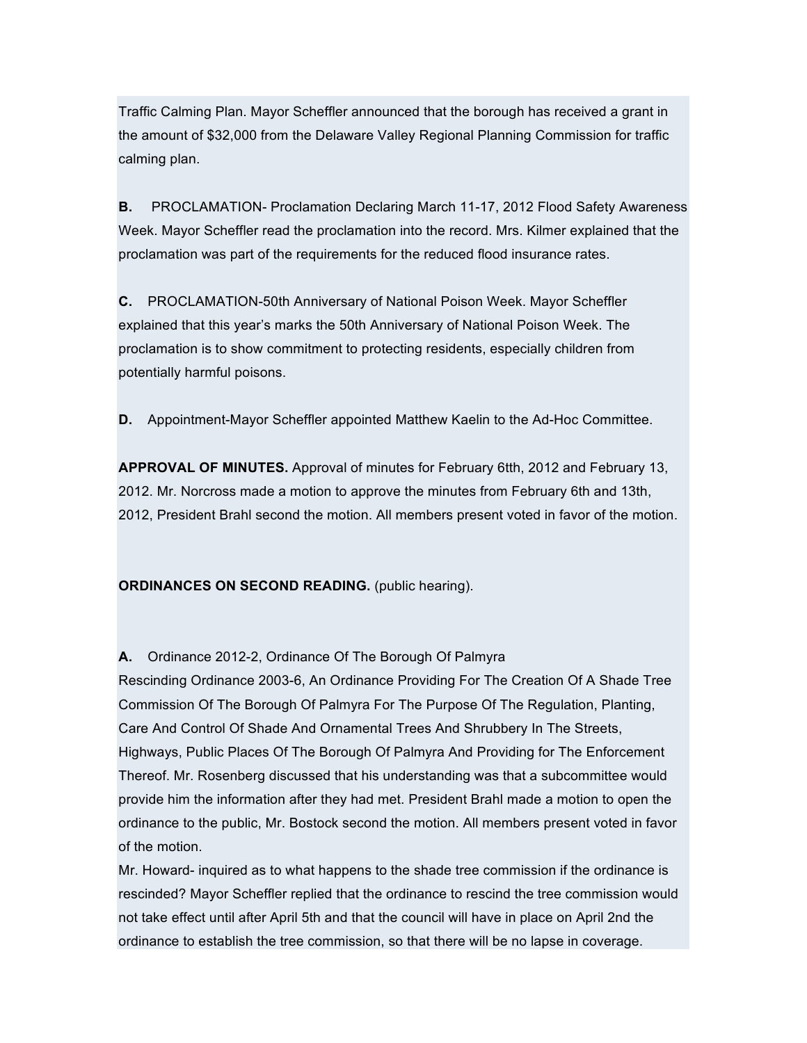Traffic Calming Plan. Mayor Scheffler announced that the borough has received a grant in the amount of $32,000 from the Delaware Valley Regional Planning Commission for traffic calming plan.

**B.** PROCLAMATION- Proclamation Declaring March 11-17, 2012 Flood Safety Awareness Week. Mayor Scheffler read the proclamation into the record. Mrs. Kilmer explained that the proclamation was part of the requirements for the reduced flood insurance rates.

**C.** PROCLAMATION-50th Anniversary of National Poison Week. Mayor Scheffler explained that this year's marks the 50th Anniversary of National Poison Week. The proclamation is to show commitment to protecting residents, especially children from potentially harmful poisons.

**D.** Appointment-Mayor Scheffler appointed Matthew Kaelin to the Ad-Hoc Committee.

**APPROVAL OF MINUTES.** Approval of minutes for February 6tth, 2012 and February 13, 2012. Mr. Norcross made a motion to approve the minutes from February 6th and 13th, 2012, President Brahl second the motion. All members present voted in favor of the motion.

**ORDINANCES ON SECOND READING.** (public hearing).

**A.** Ordinance 2012-2, Ordinance Of The Borough Of Palmyra Rescinding Ordinance 2003-6, An Ordinance Providing For The Creation Of A Shade Tree Commission Of The Borough Of Palmyra For The Purpose Of The Regulation, Planting, Care And Control Of Shade And Ornamental Trees And Shrubbery In The Streets, Highways, Public Places Of The Borough Of Palmyra And Providing for The Enforcement Thereof. Mr. Rosenberg discussed that his understanding was that a subcommittee would provide him the information after they had met. President Brahl made a motion to open the ordinance to the public, Mr. Bostock second the motion. All members present voted in favor of the motion.

Mr. Howard- inquired as to what happens to the shade tree commission if the ordinance is rescinded? Mayor Scheffler replied that the ordinance to rescind the tree commission would not take effect until after April 5th and that the council will have in place on April 2nd the ordinance to establish the tree commission, so that there will be no lapse in coverage.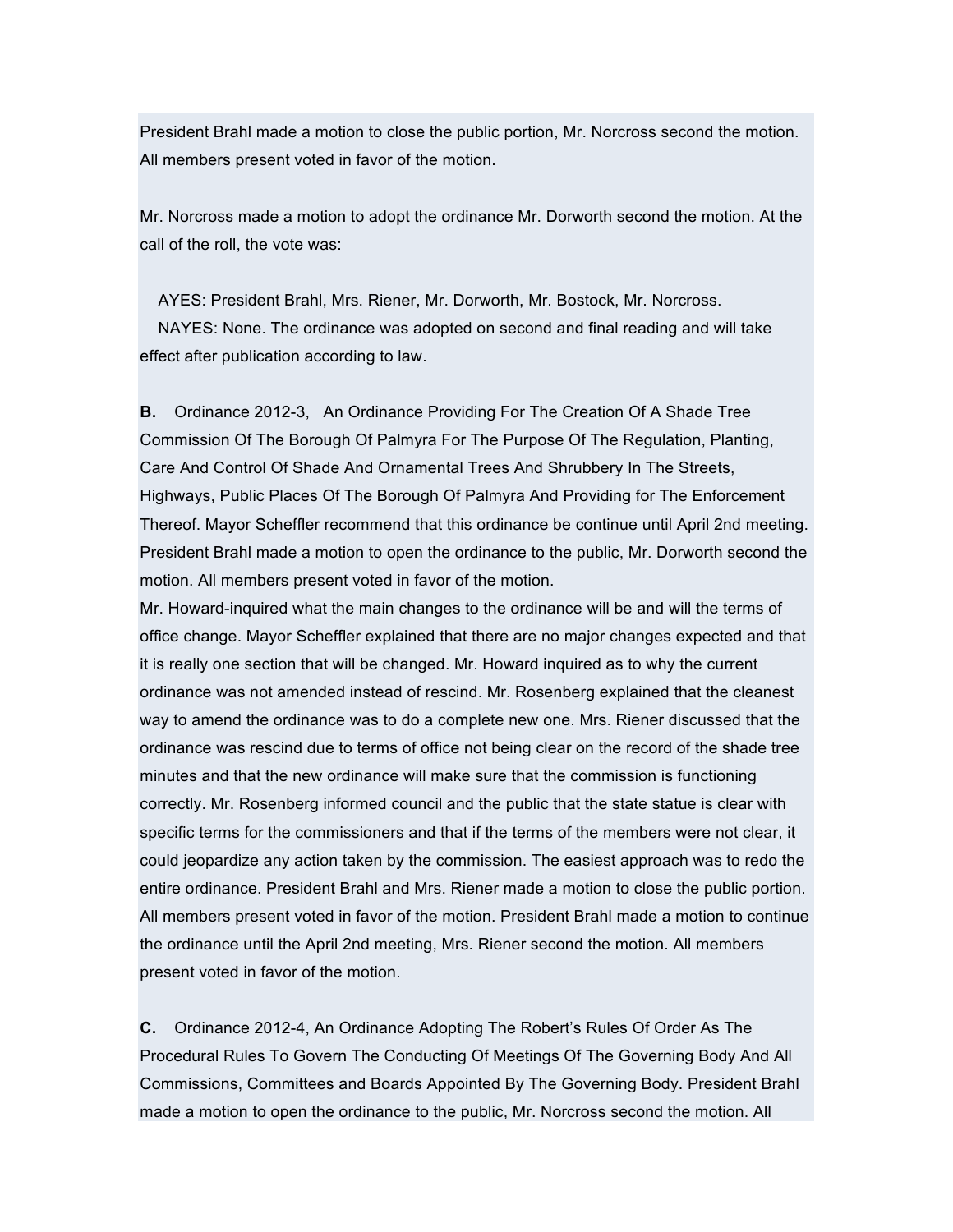President Brahl made a motion to close the public portion, Mr. Norcross second the motion. All members present voted in favor of the motion.

Mr. Norcross made a motion to adopt the ordinance Mr. Dorworth second the motion. At the call of the roll, the vote was:

AYES: President Brahl, Mrs. Riener, Mr. Dorworth, Mr. Bostock, Mr. Norcross.
NAYES: None. The ordinance was adopted on second and final reading and will take effect after publication according to law.

**B.** Ordinance 2012-3, An Ordinance Providing For The Creation Of A Shade Tree Commission Of The Borough Of Palmyra For The Purpose Of The Regulation, Planting, Care And Control Of Shade And Ornamental Trees And Shrubbery In The Streets, Highways, Public Places Of The Borough Of Palmyra And Providing for The Enforcement Thereof. Mayor Scheffler recommend that this ordinance be continue until April 2nd meeting. President Brahl made a motion to open the ordinance to the public, Mr. Dorworth second the motion. All members present voted in favor of the motion.
Mr. Howard-inquired what the main changes to the ordinance will be and will the terms of office change. Mayor Scheffler explained that there are no major changes expected and that it is really one section that will be changed. Mr. Howard inquired as to why the current ordinance was not amended instead of rescind. Mr. Rosenberg explained that the cleanest way to amend the ordinance was to do a complete new one. Mrs. Riener discussed that the ordinance was rescind due to terms of office not being clear on the record of the shade tree minutes and that the new ordinance will make sure that the commission is functioning correctly. Mr. Rosenberg informed council and the public that the state statue is clear with specific terms for the commissioners and that if the terms of the members were not clear, it could jeopardize any action taken by the commission. The easiest approach was to redo the entire ordinance. President Brahl and Mrs. Riener made a motion to close the public portion. All members present voted in favor of the motion. President Brahl made a motion to continue the ordinance until the April 2nd meeting, Mrs. Riener second the motion. All members present voted in favor of the motion.

**C.** Ordinance 2012-4, An Ordinance Adopting The Robert's Rules Of Order As The Procedural Rules To Govern The Conducting Of Meetings Of The Governing Body And All Commissions, Committees and Boards Appointed By The Governing Body. President Brahl made a motion to open the ordinance to the public, Mr. Norcross second the motion. All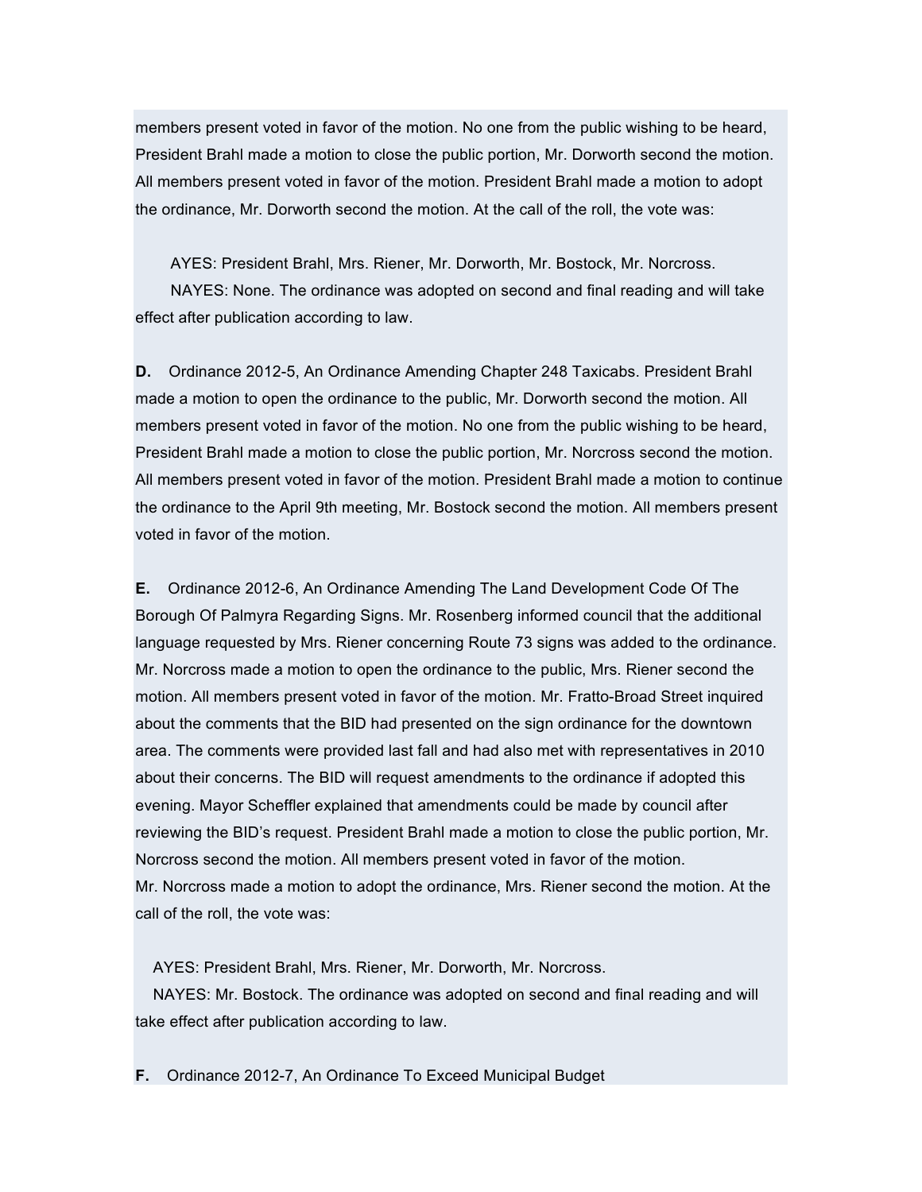members present voted in favor of the motion. No one from the public wishing to be heard, President Brahl made a motion to close the public portion, Mr. Dorworth second the motion. All members present voted in favor of the motion. President Brahl made a motion to adopt the ordinance, Mr. Dorworth second the motion. At the call of the roll, the vote was:

AYES: President Brahl, Mrs. Riener, Mr. Dorworth, Mr. Bostock, Mr. Norcross.
NAYES: None. The ordinance was adopted on second and final reading and will take effect after publication according to law.

**D.** Ordinance 2012-5, An Ordinance Amending Chapter 248 Taxicabs. President Brahl made a motion to open the ordinance to the public, Mr. Dorworth second the motion. All members present voted in favor of the motion. No one from the public wishing to be heard, President Brahl made a motion to close the public portion, Mr. Norcross second the motion. All members present voted in favor of the motion. President Brahl made a motion to continue the ordinance to the April 9th meeting, Mr. Bostock second the motion. All members present voted in favor of the motion.

**E.** Ordinance 2012-6, An Ordinance Amending The Land Development Code Of The Borough Of Palmyra Regarding Signs. Mr. Rosenberg informed council that the additional language requested by Mrs. Riener concerning Route 73 signs was added to the ordinance. Mr. Norcross made a motion to open the ordinance to the public, Mrs. Riener second the motion. All members present voted in favor of the motion. Mr. Fratto-Broad Street inquired about the comments that the BID had presented on the sign ordinance for the downtown area. The comments were provided last fall and had also met with representatives in 2010 about their concerns. The BID will request amendments to the ordinance if adopted this evening. Mayor Scheffler explained that amendments could be made by council after reviewing the BID's request. President Brahl made a motion to close the public portion, Mr. Norcross second the motion. All members present voted in favor of the motion.
Mr. Norcross made a motion to adopt the ordinance, Mrs. Riener second the motion. At the call of the roll, the vote was:

AYES: President Brahl, Mrs. Riener, Mr. Dorworth, Mr. Norcross.
NAYES: Mr. Bostock. The ordinance was adopted on second and final reading and will take effect after publication according to law.

**F.** Ordinance 2012-7, An Ordinance To Exceed Municipal Budget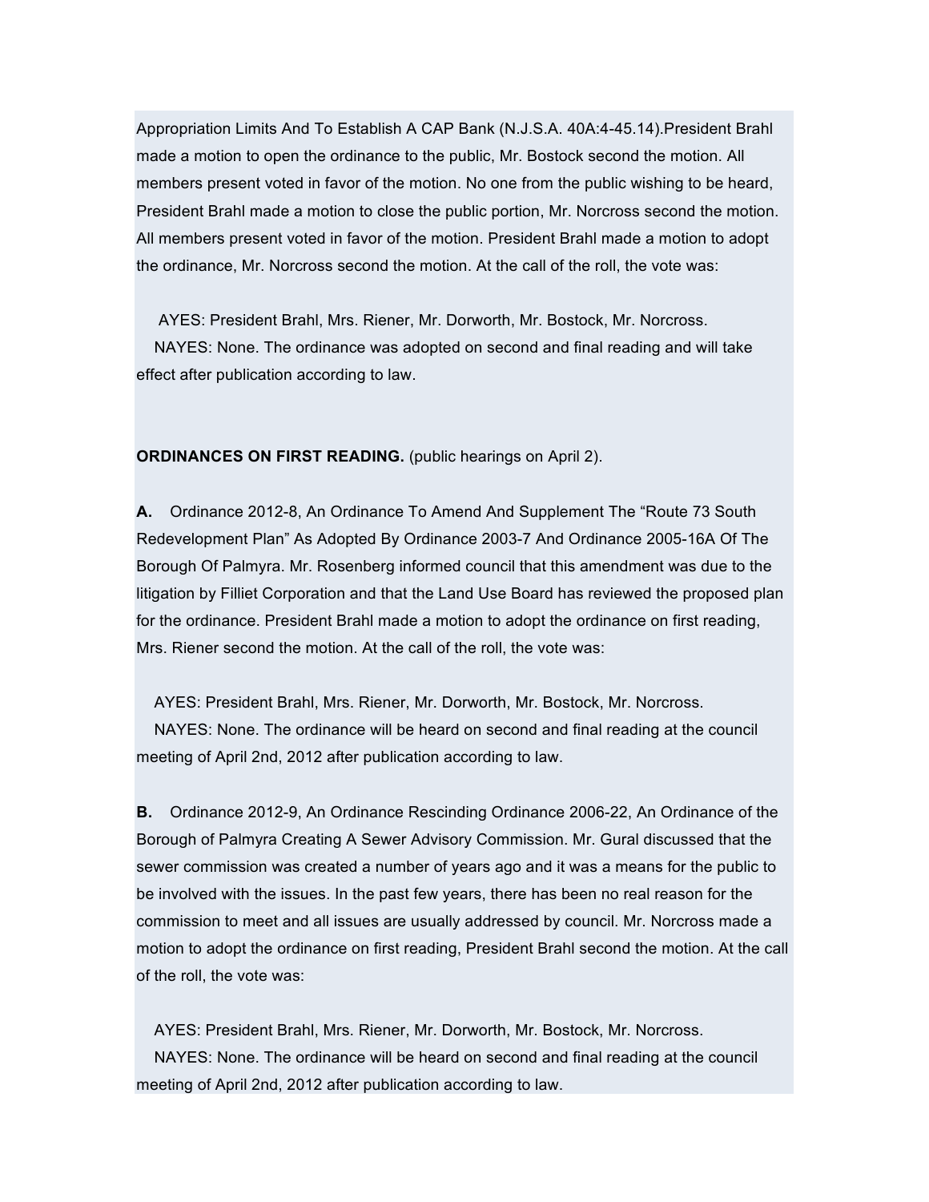Appropriation Limits And To Establish A CAP Bank (N.J.S.A. 40A:4-45.14).President Brahl made a motion to open the ordinance to the public, Mr. Bostock second the motion. All members present voted in favor of the motion. No one from the public wishing to be heard, President Brahl made a motion to close the public portion, Mr. Norcross second the motion. All members present voted in favor of the motion. President Brahl made a motion to adopt the ordinance, Mr. Norcross second the motion. At the call of the roll, the vote was:

AYES: President Brahl, Mrs. Riener, Mr. Dorworth, Mr. Bostock, Mr. Norcross.
NAYES: None. The ordinance was adopted on second and final reading and will take effect after publication according to law.

**ORDINANCES ON FIRST READING.** (public hearings on April 2).

**A.** Ordinance 2012-8, An Ordinance To Amend And Supplement The "Route 73 South Redevelopment Plan" As Adopted By Ordinance 2003-7 And Ordinance 2005-16A Of The Borough Of Palmyra. Mr. Rosenberg informed council that this amendment was due to the litigation by Filliet Corporation and that the Land Use Board has reviewed the proposed plan for the ordinance. President Brahl made a motion to adopt the ordinance on first reading, Mrs. Riener second the motion. At the call of the roll, the vote was:

AYES: President Brahl, Mrs. Riener, Mr. Dorworth, Mr. Bostock, Mr. Norcross.
NAYES: None. The ordinance will be heard on second and final reading at the council meeting of April 2nd, 2012 after publication according to law.

**B.** Ordinance 2012-9, An Ordinance Rescinding Ordinance 2006-22, An Ordinance of the Borough of Palmyra Creating A Sewer Advisory Commission. Mr. Gural discussed that the sewer commission was created a number of years ago and it was a means for the public to be involved with the issues. In the past few years, there has been no real reason for the commission to meet and all issues are usually addressed by council. Mr. Norcross made a motion to adopt the ordinance on first reading, President Brahl second the motion. At the call of the roll, the vote was:

AYES: President Brahl, Mrs. Riener, Mr. Dorworth, Mr. Bostock, Mr. Norcross.
NAYES: None. The ordinance will be heard on second and final reading at the council meeting of April 2nd, 2012 after publication according to law.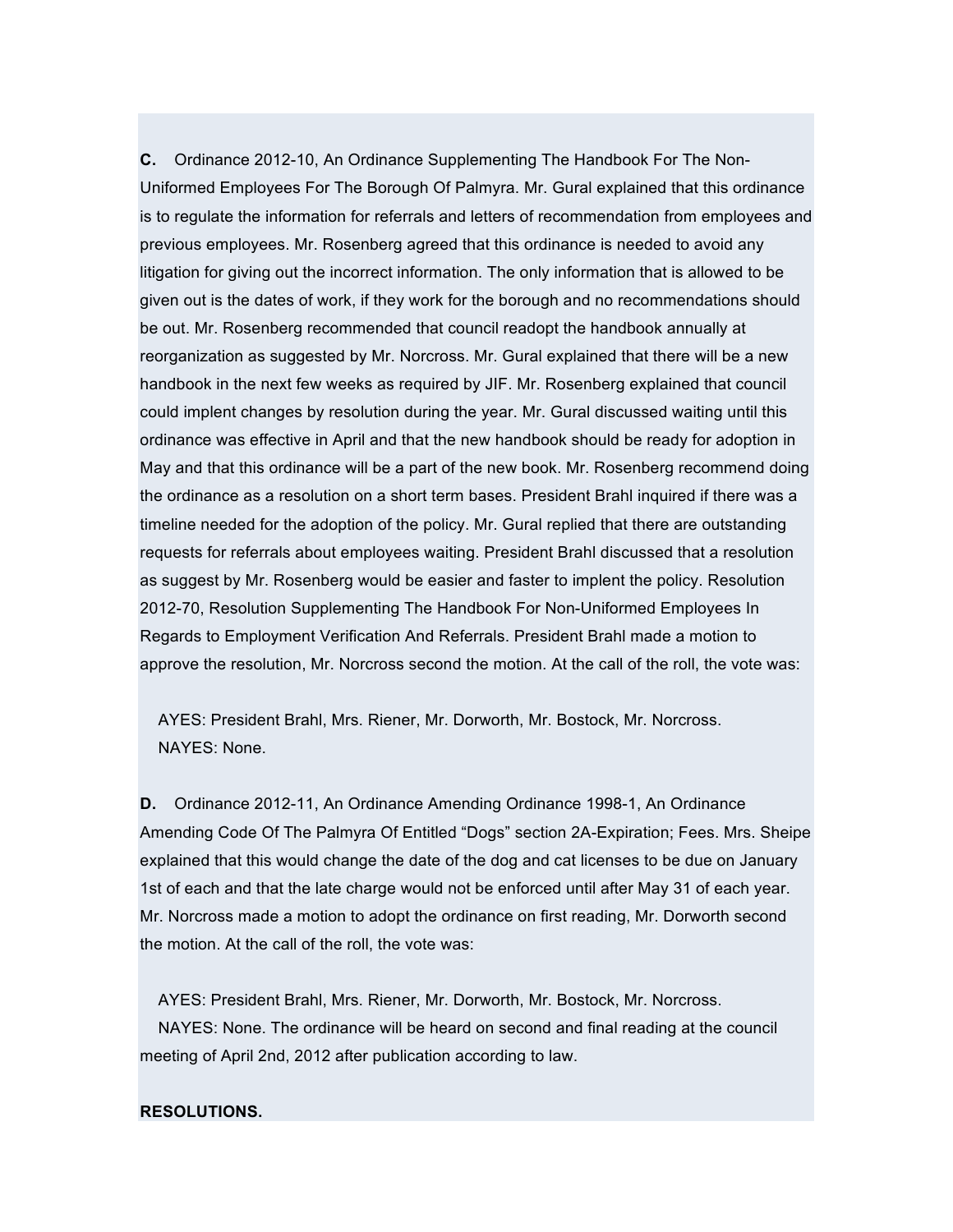**C.** Ordinance 2012-10, An Ordinance Supplementing The Handbook For The Non-Uniformed Employees For The Borough Of Palmyra. Mr. Gural explained that this ordinance is to regulate the information for referrals and letters of recommendation from employees and previous employees. Mr. Rosenberg agreed that this ordinance is needed to avoid any litigation for giving out the incorrect information. The only information that is allowed to be given out is the dates of work, if they work for the borough and no recommendations should be out. Mr. Rosenberg recommended that council readopt the handbook annually at reorganization as suggested by Mr. Norcross. Mr. Gural explained that there will be a new handbook in the next few weeks as required by JIF. Mr. Rosenberg explained that council could implent changes by resolution during the year. Mr. Gural discussed waiting until this ordinance was effective in April and that the new handbook should be ready for adoption in May and that this ordinance will be a part of the new book. Mr. Rosenberg recommend doing the ordinance as a resolution on a short term bases. President Brahl inquired if there was a timeline needed for the adoption of the policy. Mr. Gural replied that there are outstanding requests for referrals about employees waiting. President Brahl discussed that a resolution as suggest by Mr. Rosenberg would be easier and faster to implent the policy. Resolution 2012-70, Resolution Supplementing The Handbook For Non-Uniformed Employees In Regards to Employment Verification And Referrals. President Brahl made a motion to approve the resolution, Mr. Norcross second the motion. At the call of the roll, the vote was:

AYES: President Brahl, Mrs. Riener, Mr. Dorworth, Mr. Bostock, Mr. Norcross.
NAYES: None.

**D.** Ordinance 2012-11, An Ordinance Amending Ordinance 1998-1, An Ordinance Amending Code Of The Palmyra Of Entitled "Dogs" section 2A-Expiration; Fees. Mrs. Sheipe explained that this would change the date of the dog and cat licenses to be due on January 1st of each and that the late charge would not be enforced until after May 31 of each year. Mr. Norcross made a motion to adopt the ordinance on first reading, Mr. Dorworth second the motion. At the call of the roll, the vote was:

AYES: President Brahl, Mrs. Riener, Mr. Dorworth, Mr. Bostock, Mr. Norcross.
NAYES: None. The ordinance will be heard on second and final reading at the council meeting of April 2nd, 2012 after publication according to law.

**RESOLUTIONS.**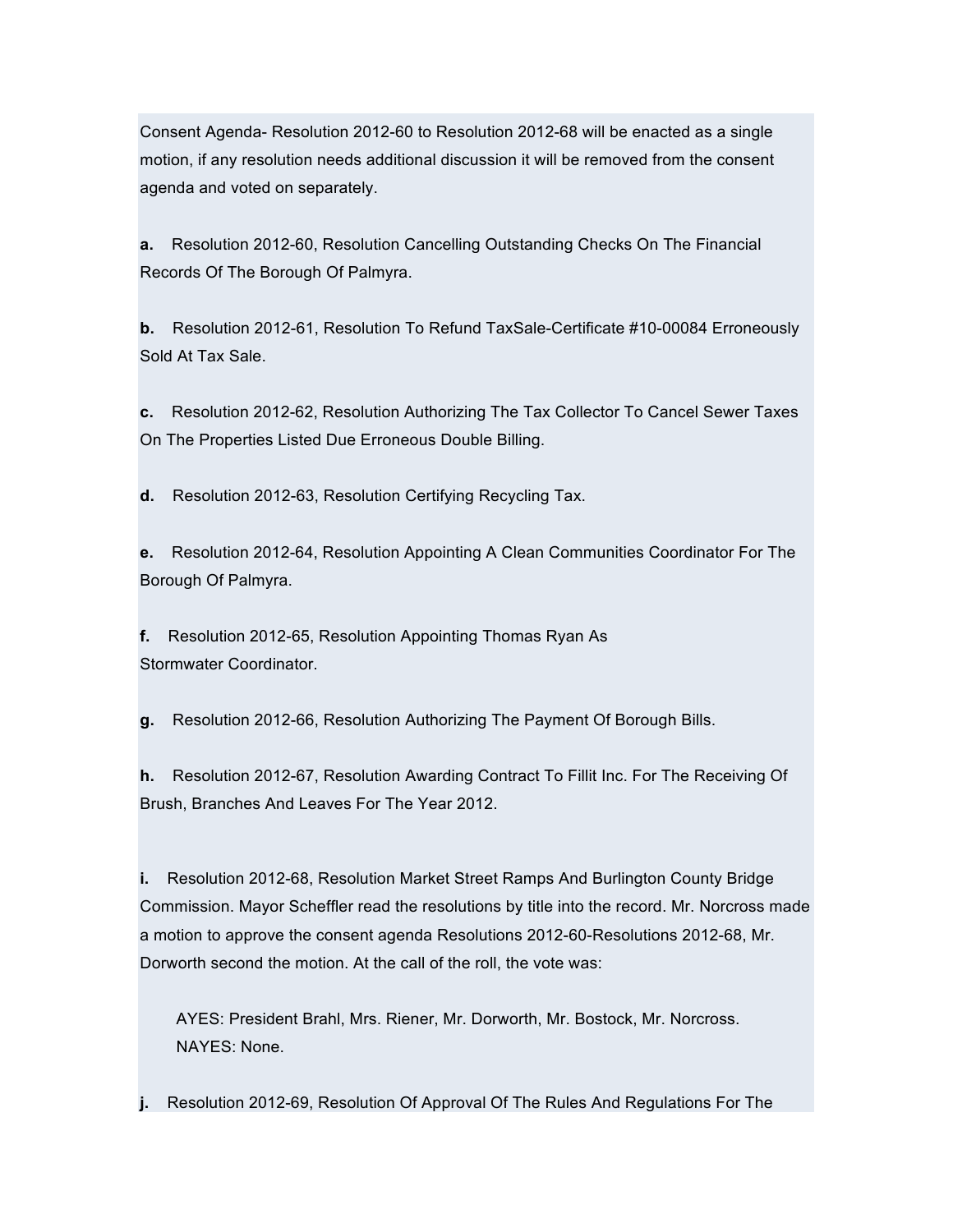Consent Agenda- Resolution 2012-60 to Resolution 2012-68 will be enacted as a single motion, if any resolution needs additional discussion it will be removed from the consent agenda and voted on separately.

**a.** Resolution 2012-60, Resolution Cancelling Outstanding Checks On The Financial Records Of The Borough Of Palmyra.

**b.** Resolution 2012-61, Resolution To Refund TaxSale-Certificate #10-00084 Erroneously Sold At Tax Sale.

**c.** Resolution 2012-62, Resolution Authorizing The Tax Collector To Cancel Sewer Taxes On The Properties Listed Due Erroneous Double Billing.

**d.** Resolution 2012-63, Resolution Certifying Recycling Tax.

**e.** Resolution 2012-64, Resolution Appointing A Clean Communities Coordinator For The Borough Of Palmyra.

**f.** Resolution 2012-65, Resolution Appointing Thomas Ryan As Stormwater Coordinator.

**g.** Resolution 2012-66, Resolution Authorizing The Payment Of Borough Bills.

**h.** Resolution 2012-67, Resolution Awarding Contract To Fillit Inc. For The Receiving Of Brush, Branches And Leaves For The Year 2012.

**i.** Resolution 2012-68, Resolution Market Street Ramps And Burlington County Bridge Commission. Mayor Scheffler read the resolutions by title into the record. Mr. Norcross made a motion to approve the consent agenda Resolutions 2012-60-Resolutions 2012-68, Mr. Dorworth second the motion. At the call of the roll, the vote was:

> AYES: President Brahl, Mrs. Riener, Mr. Dorworth, Mr. Bostock, Mr. Norcross.
> NAYES: None.

**j.** Resolution 2012-69, Resolution Of Approval Of The Rules And Regulations For The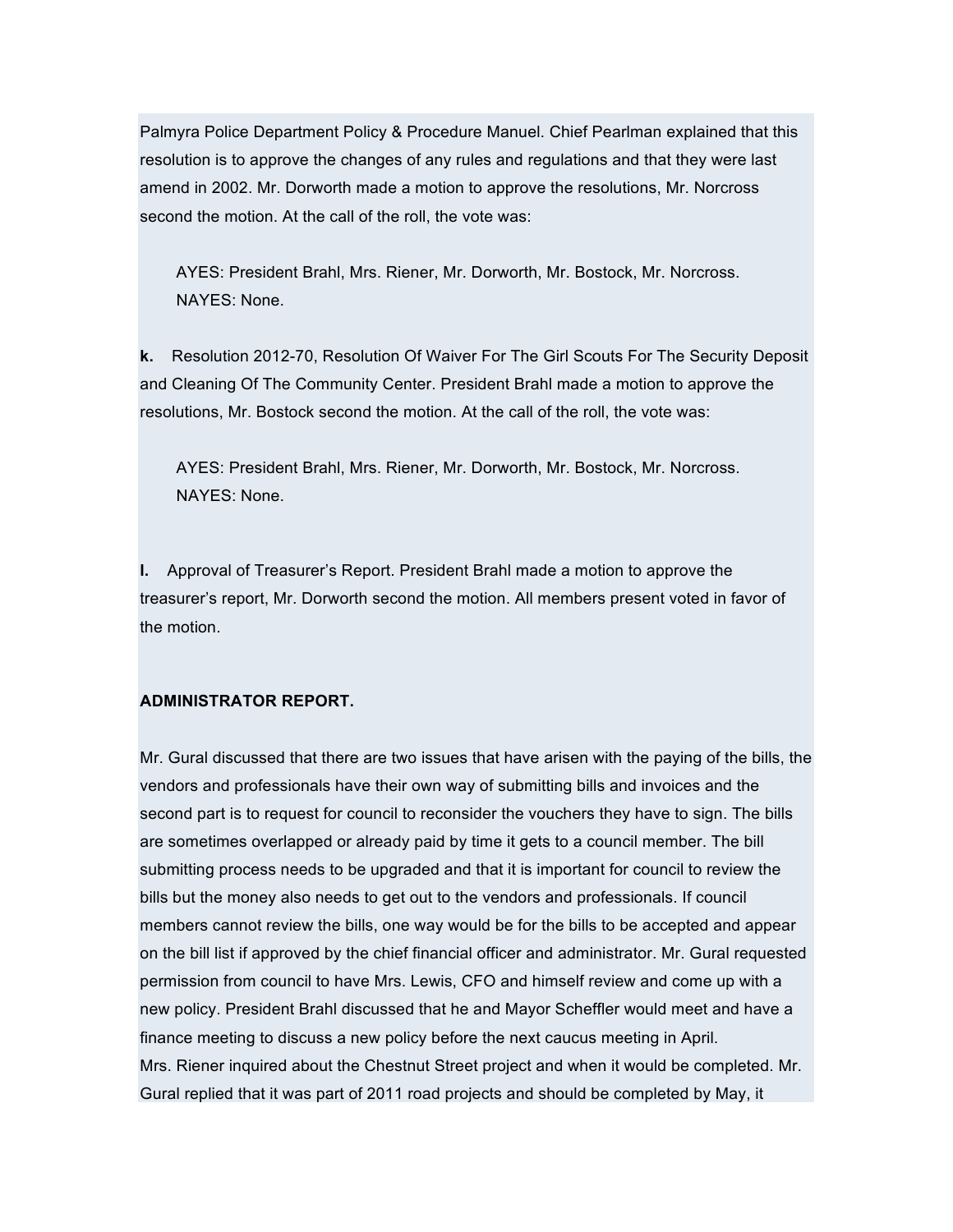Palmyra Police Department Policy & Procedure Manuel. Chief Pearlman explained that this resolution is to approve the changes of any rules and regulations and that they were last amend in 2002. Mr. Dorworth made a motion to approve the resolutions, Mr. Norcross second the motion. At the call of the roll, the vote was:

AYES: President Brahl, Mrs. Riener, Mr. Dorworth, Mr. Bostock, Mr. Norcross.
NAYES: None.

**k.** Resolution 2012-70, Resolution Of Waiver For The Girl Scouts For The Security Deposit and Cleaning Of The Community Center. President Brahl made a motion to approve the resolutions, Mr. Bostock second the motion. At the call of the roll, the vote was:

AYES: President Brahl, Mrs. Riener, Mr. Dorworth, Mr. Bostock, Mr. Norcross.
NAYES: None.

**l.** Approval of Treasurer's Report. President Brahl made a motion to approve the treasurer's report, Mr. Dorworth second the motion. All members present voted in favor of the motion.

**ADMINISTRATOR REPORT.**

Mr. Gural discussed that there are two issues that have arisen with the paying of the bills, the vendors and professionals have their own way of submitting bills and invoices and the second part is to request for council to reconsider the vouchers they have to sign. The bills are sometimes overlapped or already paid by time it gets to a council member. The bill submitting process needs to be upgraded and that it is important for council to review the bills but the money also needs to get out to the vendors and professionals. If council members cannot review the bills, one way would be for the bills to be accepted and appear on the bill list if approved by the chief financial officer and administrator. Mr. Gural requested permission from council to have Mrs. Lewis, CFO and himself review and come up with a new policy. President Brahl discussed that he and Mayor Scheffler would meet and have a finance meeting to discuss a new policy before the next caucus meeting in April.
Mrs. Riener inquired about the Chestnut Street project and when it would be completed. Mr. Gural replied that it was part of 2011 road projects and should be completed by May, it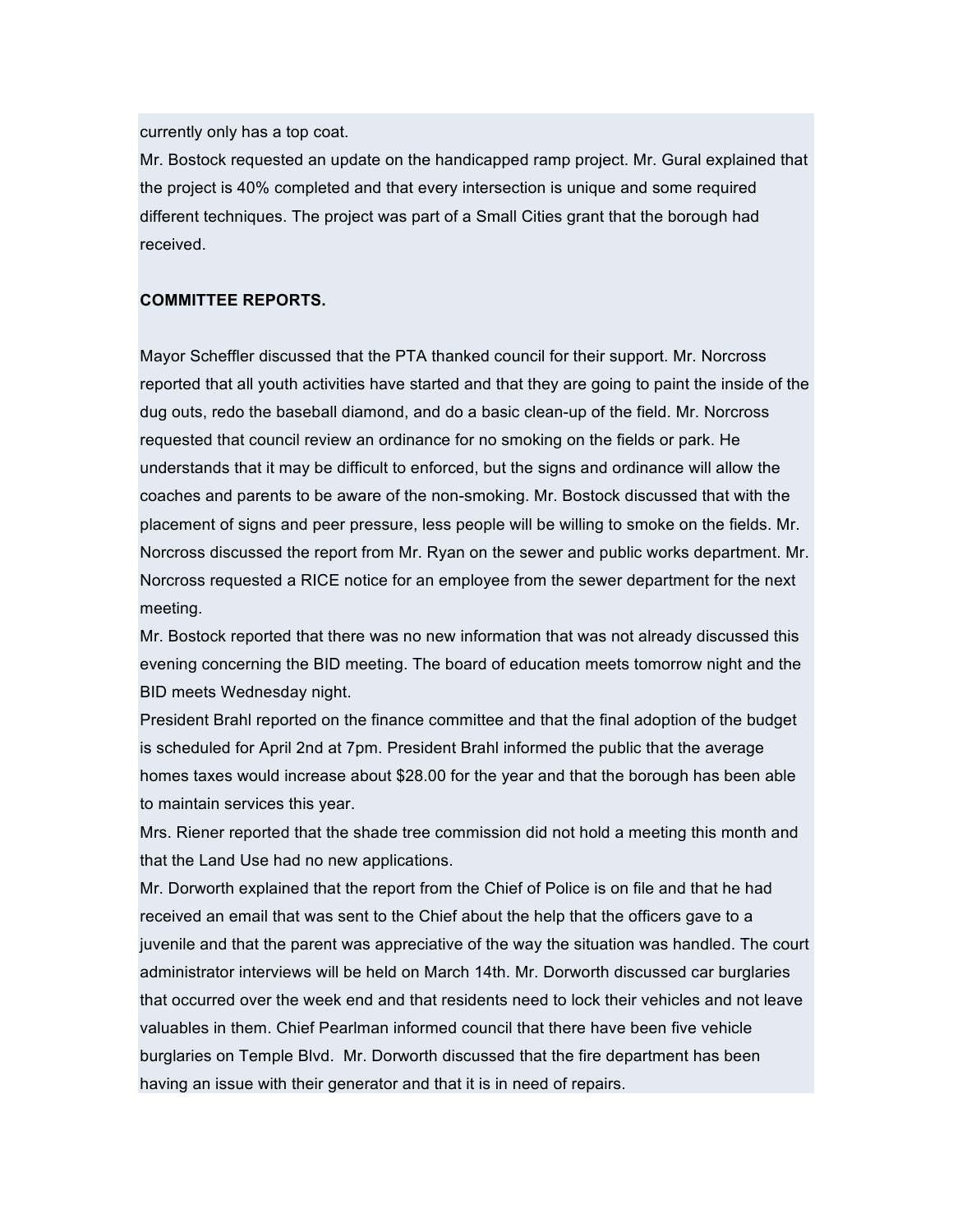currently only has a top coat.

Mr. Bostock requested an update on the handicapped ramp project. Mr. Gural explained that the project is 40% completed and that every intersection is unique and some required different techniques. The project was part of a Small Cities grant that the borough had received.

**COMMITTEE REPORTS.**

Mayor Scheffler discussed that the PTA thanked council for their support. Mr. Norcross reported that all youth activities have started and that they are going to paint the inside of the dug outs, redo the baseball diamond, and do a basic clean-up of the field. Mr. Norcross requested that council review an ordinance for no smoking on the fields or park. He understands that it may be difficult to enforced, but the signs and ordinance will allow the coaches and parents to be aware of the non-smoking. Mr. Bostock discussed that with the placement of signs and peer pressure, less people will be willing to smoke on the fields. Mr. Norcross discussed the report from Mr. Ryan on the sewer and public works department. Mr. Norcross requested a RICE notice for an employee from the sewer department for the next meeting.

Mr. Bostock reported that there was no new information that was not already discussed this evening concerning the BID meeting. The board of education meets tomorrow night and the BID meets Wednesday night.

President Brahl reported on the finance committee and that the final adoption of the budget is scheduled for April 2nd at 7pm. President Brahl informed the public that the average homes taxes would increase about $28.00 for the year and that the borough has been able to maintain services this year.

Mrs. Riener reported that the shade tree commission did not hold a meeting this month and that the Land Use had no new applications.

Mr. Dorworth explained that the report from the Chief of Police is on file and that he had received an email that was sent to the Chief about the help that the officers gave to a juvenile and that the parent was appreciative of the way the situation was handled. The court administrator interviews will be held on March 14th. Mr. Dorworth discussed car burglaries that occurred over the week end and that residents need to lock their vehicles and not leave valuables in them. Chief Pearlman informed council that there have been five vehicle burglaries on Temple Blvd. Mr. Dorworth discussed that the fire department has been having an issue with their generator and that it is in need of repairs.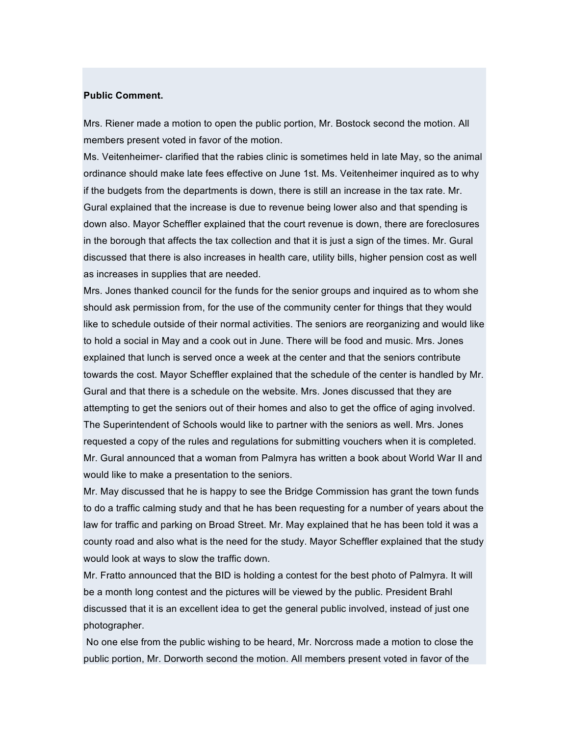**Public Comment.**

Mrs. Riener made a motion to open the public portion, Mr. Bostock second the motion. All members present voted in favor of the motion.

Ms. Veitenheimer- clarified that the rabies clinic is sometimes held in late May, so the animal ordinance should make late fees effective on June 1st. Ms. Veitenheimer inquired as to why if the budgets from the departments is down, there is still an increase in the tax rate. Mr. Gural explained that the increase is due to revenue being lower also and that spending is down also. Mayor Scheffler explained that the court revenue is down, there are foreclosures in the borough that affects the tax collection and that it is just a sign of the times. Mr. Gural discussed that there is also increases in health care, utility bills, higher pension cost as well as increases in supplies that are needed.

Mrs. Jones thanked council for the funds for the senior groups and inquired as to whom she should ask permission from, for the use of the community center for things that they would like to schedule outside of their normal activities. The seniors are reorganizing and would like to hold a social in May and a cook out in June. There will be food and music. Mrs. Jones explained that lunch is served once a week at the center and that the seniors contribute towards the cost. Mayor Scheffler explained that the schedule of the center is handled by Mr. Gural and that there is a schedule on the website. Mrs. Jones discussed that they are attempting to get the seniors out of their homes and also to get the office of aging involved. The Superintendent of Schools would like to partner with the seniors as well. Mrs. Jones requested a copy of the rules and regulations for submitting vouchers when it is completed. Mr. Gural announced that a woman from Palmyra has written a book about World War II and would like to make a presentation to the seniors.

Mr. May discussed that he is happy to see the Bridge Commission has grant the town funds to do a traffic calming study and that he has been requesting for a number of years about the law for traffic and parking on Broad Street. Mr. May explained that he has been told it was a county road and also what is the need for the study. Mayor Scheffler explained that the study would look at ways to slow the traffic down.

Mr. Fratto announced that the BID is holding a contest for the best photo of Palmyra. It will be a month long contest and the pictures will be viewed by the public. President Brahl discussed that it is an excellent idea to get the general public involved, instead of just one photographer.

No one else from the public wishing to be heard, Mr. Norcross made a motion to close the public portion, Mr. Dorworth second the motion. All members present voted in favor of the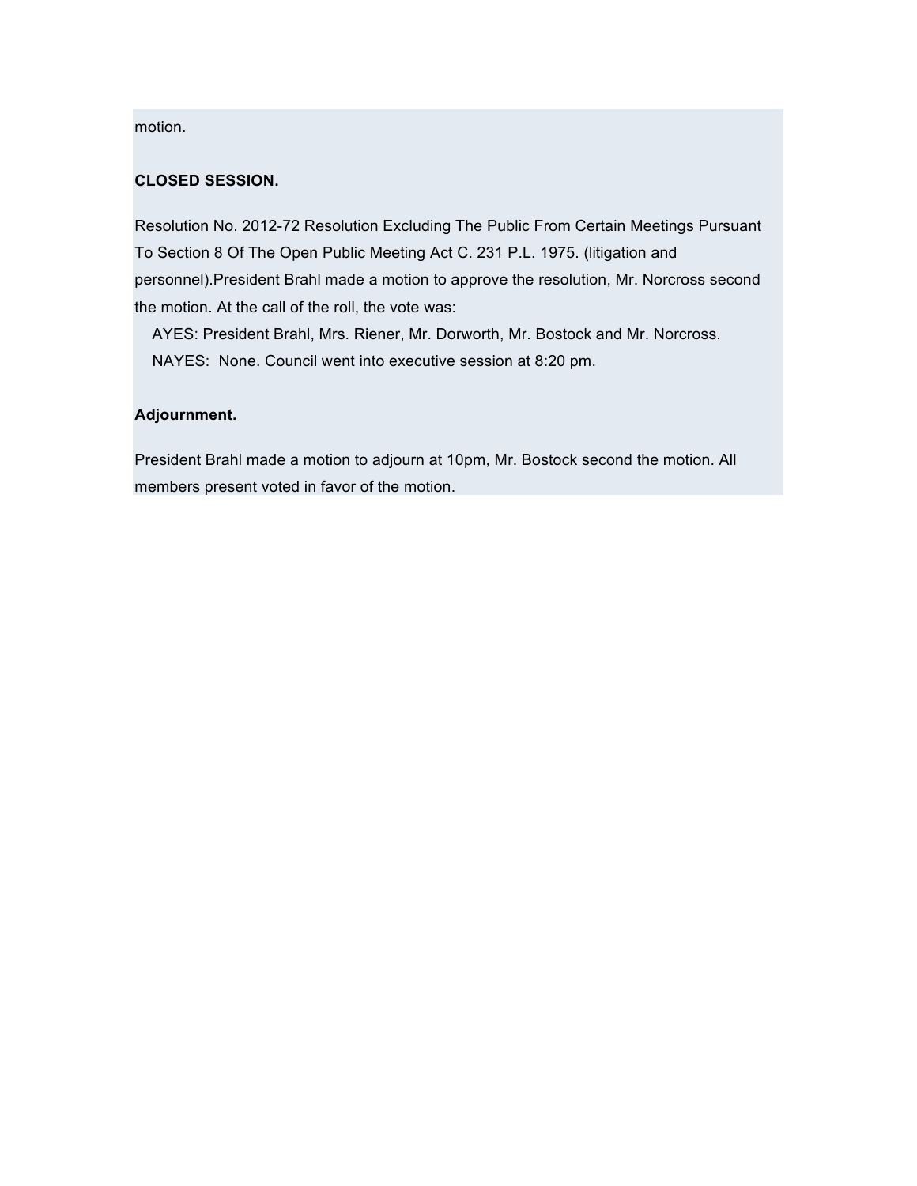motion.

**CLOSED SESSION.**

Resolution No. 2012-72 Resolution Excluding The Public From Certain Meetings Pursuant To Section 8 Of The Open Public Meeting Act C. 231 P.L. 1975. (litigation and personnel).President Brahl made a motion to approve the resolution, Mr. Norcross second the motion. At the call of the roll, the vote was:

AYES: President Brahl, Mrs. Riener, Mr. Dorworth, Mr. Bostock and Mr. Norcross.

NAYES:  None. Council went into executive session at 8:20 pm.

**Adjournment.**

President Brahl made a motion to adjourn at 10pm, Mr. Bostock second the motion. All members present voted in favor of the motion.